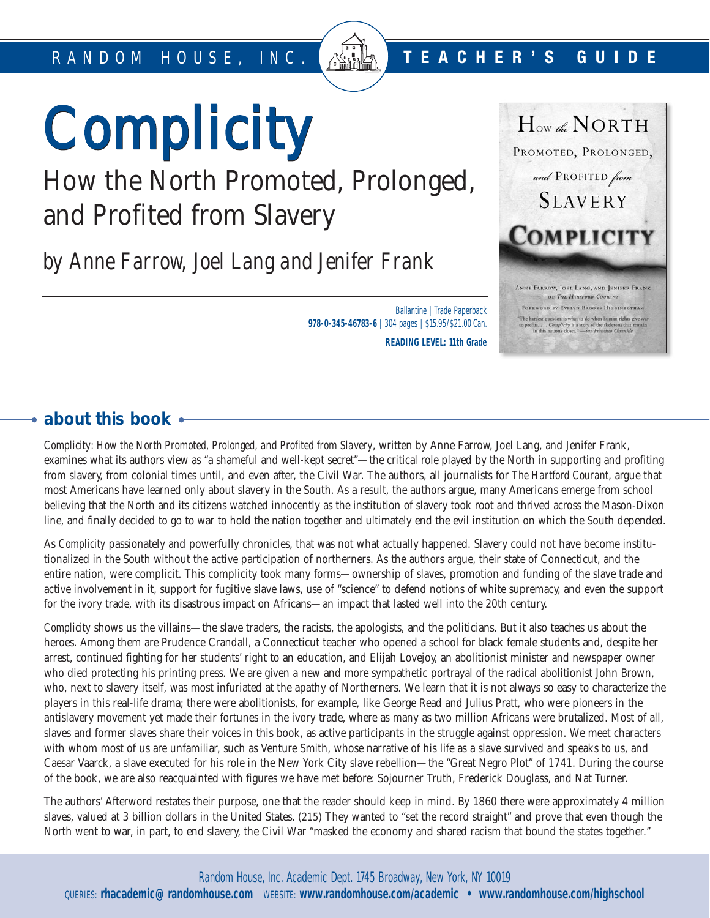RANDOM HOUSE, INC. **TEACHER'S GUIDE**

# Complicity

## How the North Promoted, Prolonged, and Profited from Slavery

*by Anne Farrow, Joel Lang and Jenifer Frank*

Ballantine | Trade Paperback
**978-0-345-46783-6** | 304 pages | $15.95/$21.00 Can.

**READING LEVEL: 11th Grade**

## about this book

*Complicity: How the North Promoted, Prolonged, and Profited from Slavery*, written by Anne Farrow, Joel Lang, and Jenifer Frank, examines what its authors view as "a shameful and well-kept secret"—the critical role played by the North in supporting and profiting from slavery, from colonial times until, and even after, the Civil War. The authors, all journalists for *The Hartford Courant*, argue that most Americans have learned only about slavery in the South. As a result, the authors argue, many Americans emerge from school believing that the North and its citizens watched innocently as the institution of slavery took root and thrived across the Mason-Dixon line, and finally decided to go to war to hold the nation together and ultimately end the evil institution on which the South depended.

As *Complicity* passionately and powerfully chronicles, that was not what actually happened. Slavery could not have become institutionalized in the South without the active participation of northerners. As the authors argue, their state of Connecticut, and the entire nation, were complicit. This complicity took many forms—ownership of slaves, promotion and funding of the slave trade and active involvement in it, support for fugitive slave laws, use of "science" to defend notions of white supremacy, and even the support for the ivory trade, with its disastrous impact on Africans—an impact that lasted well into the 20th century.

*Complicity* shows us the villains—the slave traders, the racists, the apologists, and the politicians. But it also teaches us about the heroes. Among them are Prudence Crandall, a Connecticut teacher who opened a school for black female students and, despite her arrest, continued fighting for her students' right to an education, and Elijah Lovejoy, an abolitionist minister and newspaper owner who died protecting his printing press. We are given a new and more sympathetic portrayal of the radical abolitionist John Brown, who, next to slavery itself, was most infuriated at the apathy of Northerners. We learn that it is not always so easy to characterize the players in this real-life drama; there were abolitionists, for example, like George Read and Julius Pratt, who were pioneers in the antislavery movement yet made their fortunes in the ivory trade, where as many as two million Africans were brutalized. Most of all, slaves and former slaves share their voices in this book, as active participants in the struggle against oppression. We meet characters with whom most of us are unfamiliar, such as Venture Smith, whose narrative of his life as a slave survived and speaks to us, and Caesar Vaarck, a slave executed for his role in the New York City slave rebellion—the "Great Negro Plot" of 1741. During the course of the book, we are also reacquainted with figures we have met before: Sojourner Truth, Frederick Douglass, and Nat Turner.

The authors' Afterword restates their purpose, one that the reader should keep in mind. By 1860 there were approximately 4 million slaves, valued at 3 billion dollars in the United States. (215) They wanted to "set the record straight" and prove that even though the North went to war, in part, to end slavery, the Civil War "masked the economy and shared racism that bound the states together."

Random House, Inc. Academic Dept. 1745 Broadway, New York, NY 10019
QUERIES: **rhacademic@randomhouse.com** WEBSITE: **www.randomhouse.com/academic • www.randomhouse.com/highschool**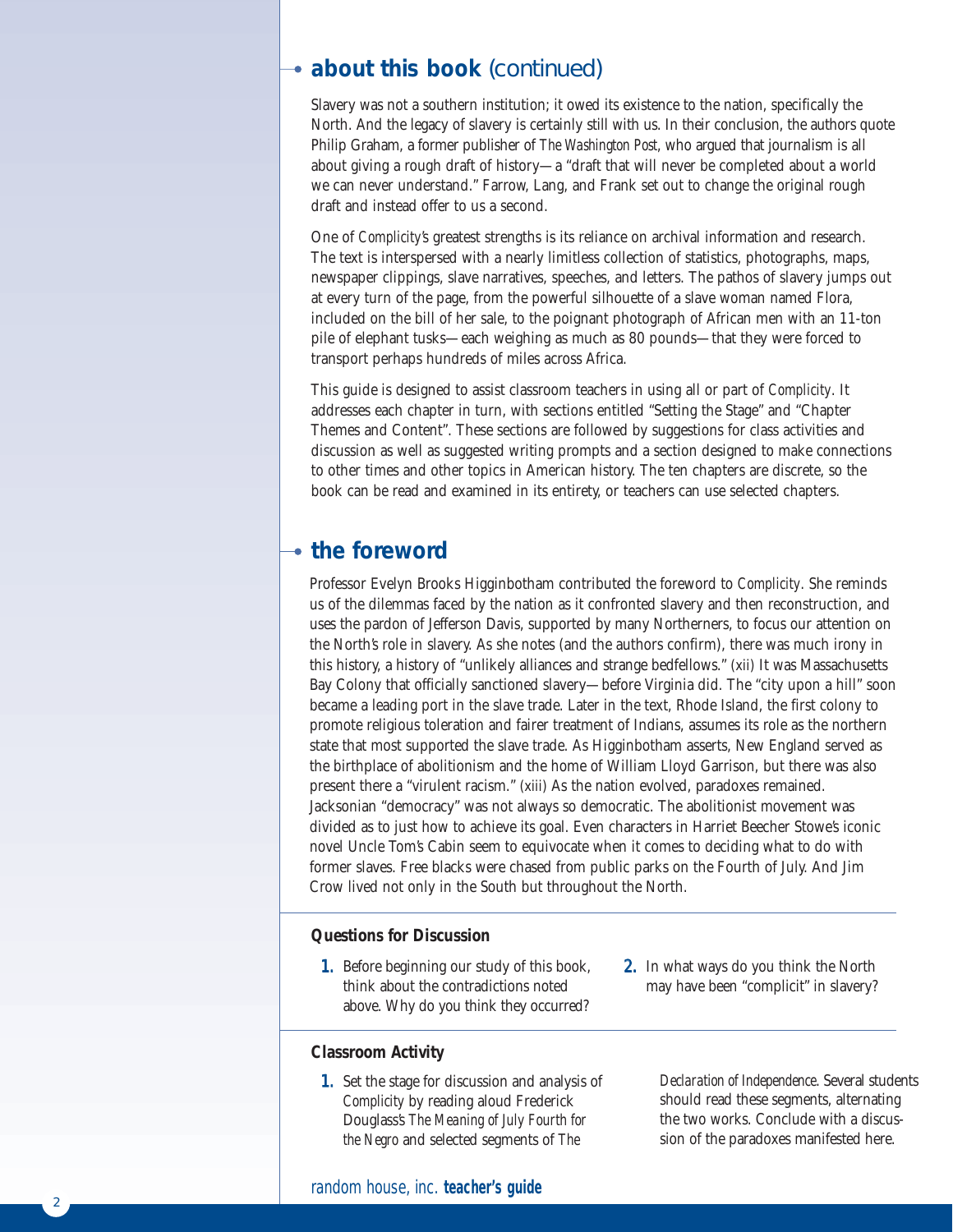## about this book (continued)

Slavery was not a southern institution; it owed its existence to the nation, specifically the North. And the legacy of slavery is certainly still with us. In their conclusion, the authors quote Philip Graham, a former publisher of *The Washington Post*, who argued that journalism is all about giving a rough draft of history—a "draft that will never be completed about a world we can never understand." Farrow, Lang, and Frank set out to change the original rough draft and instead offer to us a second.

One of *Complicity's* greatest strengths is its reliance on archival information and research. The text is interspersed with a nearly limitless collection of statistics, photographs, maps, newspaper clippings, slave narratives, speeches, and letters. The pathos of slavery jumps out at every turn of the page, from the powerful silhouette of a slave woman named Flora, included on the bill of her sale, to the poignant photograph of African men with an 11-ton pile of elephant tusks—each weighing as much as 80 pounds—that they were forced to transport perhaps hundreds of miles across Africa.

This guide is designed to assist classroom teachers in using all or part of *Complicity*. It addresses each chapter in turn, with sections entitled "Setting the Stage" and "Chapter Themes and Content". These sections are followed by suggestions for class activities and discussion as well as suggested writing prompts and a section designed to make connections to other times and other topics in American history. The ten chapters are discrete, so the book can be read and examined in its entirety, or teachers can use selected chapters.

## the foreword

Professor Evelyn Brooks Higginbotham contributed the foreword to *Complicity*. She reminds us of the dilemmas faced by the nation as it confronted slavery and then reconstruction, and uses the pardon of Jefferson Davis, supported by many Northerners, to focus our attention on the North's role in slavery. As she notes (and the authors confirm), there was much irony in this history, a history of "unlikely alliances and strange bedfellows." (xii) It was Massachusetts Bay Colony that officially sanctioned slavery—before Virginia did. The "city upon a hill" soon became a leading port in the slave trade. Later in the text, Rhode Island, the first colony to promote religious toleration and fairer treatment of Indians, assumes its role as the northern state that most supported the slave trade. As Higginbotham asserts, New England served as the birthplace of abolitionism and the home of William Lloyd Garrison, but there was also present there a "virulent racism." (xiii) As the nation evolved, paradoxes remained. Jacksonian "democracy" was not always so democratic. The abolitionist movement was divided as to just how to achieve its goal. Even characters in Harriet Beecher Stowe's iconic novel Uncle Tom's Cabin seem to equivocate when it comes to deciding what to do with former slaves. Free blacks were chased from public parks on the Fourth of July. And Jim Crow lived not only in the South but throughout the North.

### Questions for Discussion

1. Before beginning our study of this book, think about the contradictions noted above. Why do you think they occurred?
2. In what ways do you think the North may have been "complicit" in slavery?

### Classroom Activity

1. Set the stage for discussion and analysis of *Complicity* by reading aloud Frederick Douglass's *The Meaning of July Fourth for the Negro* and selected segments of *The Declaration of Independence*. Several students should read these segments, alternating the two works. Conclude with a discussion of the paradoxes manifested here.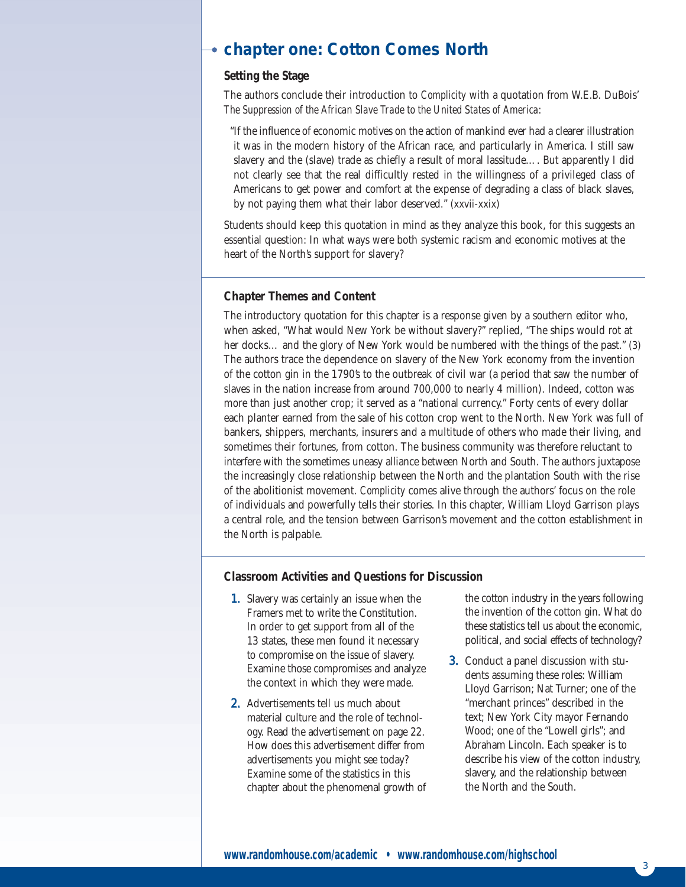## chapter one: Cotton Comes North

### Setting the Stage

The authors conclude their introduction to *Complicity* with a quotation from W.E.B. DuBois' *The Suppression of the African Slave Trade to the United States of America*:

> "If the influence of economic motives on the action of mankind ever had a clearer illustration it was in the modern history of the African race, and particularly in America. I still saw slavery and the (slave) trade as chiefly a result of moral lassitude…. But apparently I did not clearly see that the real difficultly rested in the willingness of a privileged class of Americans to get power and comfort at the expense of degrading a class of black slaves, by not paying them what their labor deserved." (xxvii-xxix)

Students should keep this quotation in mind as they analyze this book, for this suggests an essential question: In what ways were both systemic racism and economic motives at the heart of the North's support for slavery?

### Chapter Themes and Content

The introductory quotation for this chapter is a response given by a southern editor who, when asked, "What would New York be without slavery?" replied, "The ships would rot at her docks… and the glory of New York would be numbered with the things of the past." (3) The authors trace the dependence on slavery of the New York economy from the invention of the cotton gin in the 1790's to the outbreak of civil war (a period that saw the number of slaves in the nation increase from around 700,000 to nearly 4 million). Indeed, cotton was more than just another crop; it served as a "national currency." Forty cents of every dollar each planter earned from the sale of his cotton crop went to the North. New York was full of bankers, shippers, merchants, insurers and a multitude of others who made their living, and sometimes their fortunes, from cotton. The business community was therefore reluctant to interfere with the sometimes uneasy alliance between North and South. The authors juxtapose the increasingly close relationship between the North and the plantation South with the rise of the abolitionist movement. *Complicity* comes alive through the authors' focus on the role of individuals and powerfully tells their stories. In this chapter, William Lloyd Garrison plays a central role, and the tension between Garrison's movement and the cotton establishment in the North is palpable.

### Classroom Activities and Questions for Discussion

1. Slavery was certainly an issue when the Framers met to write the Constitution. In order to get support from all of the 13 states, these men found it necessary to compromise on the issue of slavery. Examine those compromises and analyze the context in which they were made.

2. Advertisements tell us much about material culture and the role of technology. Read the advertisement on page 22. How does this advertisement differ from advertisements you might see today? Examine some of the statistics in this chapter about the phenomenal growth of the cotton industry in the years following the invention of the cotton gin. What do these statistics tell us about the economic, political, and social effects of technology?

3. Conduct a panel discussion with students assuming these roles: William Lloyd Garrison; Nat Turner; one of the "merchant princes" described in the text; New York City mayor Fernando Wood; one of the "Lowell girls"; and Abraham Lincoln. Each speaker is to describe his view of the cotton industry, slavery, and the relationship between the North and the South.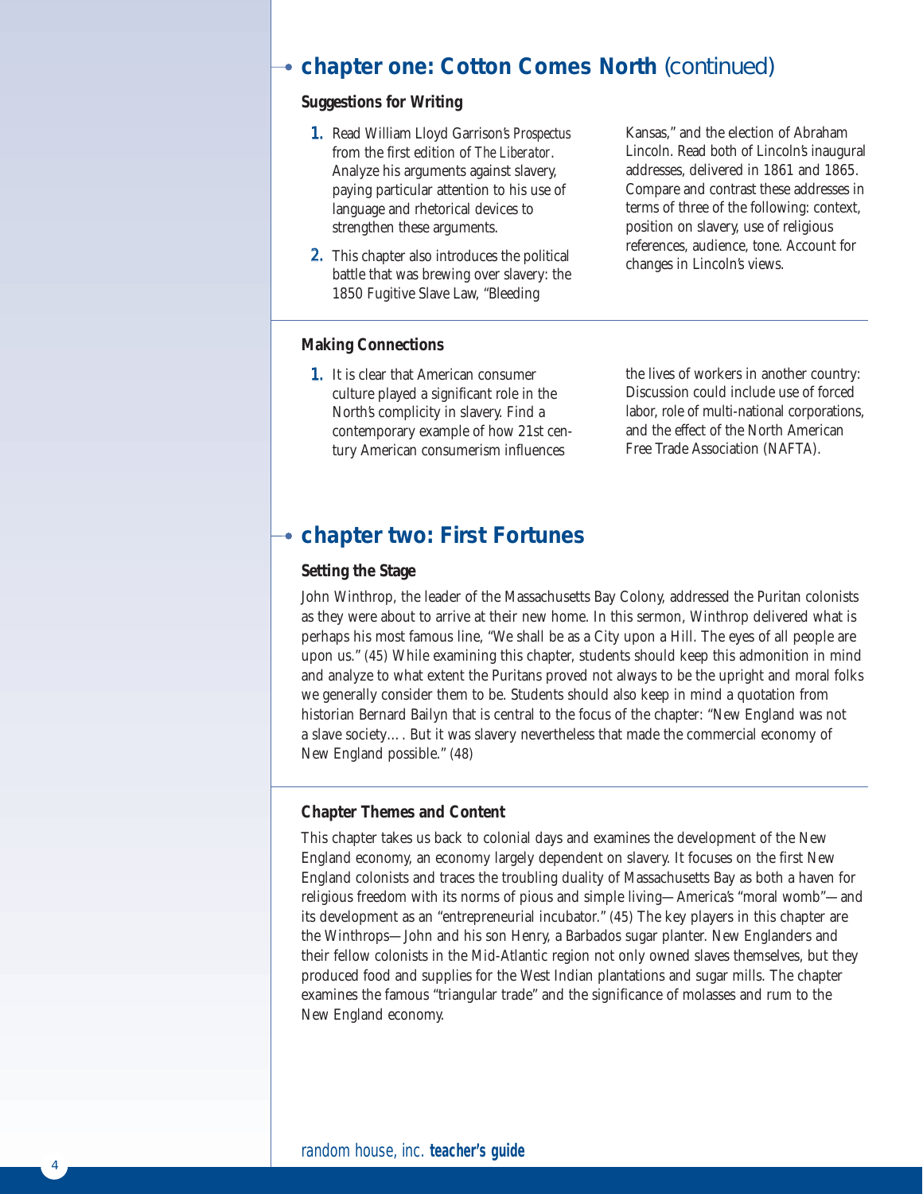## chapter one: Cotton Comes North (continued)

### Suggestions for Writing

1. Read William Lloyd Garrison's *Prospectus* from the first edition of *The Liberator*. Analyze his arguments against slavery, paying particular attention to his use of language and rhetorical devices to strengthen these arguments.
2. This chapter also introduces the political battle that was brewing over slavery: the 1850 Fugitive Slave Law, "Bleeding Kansas," and the election of Abraham Lincoln. Read both of Lincoln's inaugural addresses, delivered in 1861 and 1865. Compare and contrast these addresses in terms of three of the following: context, position on slavery, use of religious references, audience, tone. Account for changes in Lincoln's views.

### Making Connections

1. It is clear that American consumer culture played a significant role in the North's complicity in slavery. Find a contemporary example of how 21st century American consumerism influences the lives of workers in another country: Discussion could include use of forced labor, role of multi-national corporations, and the effect of the North American Free Trade Association (NAFTA).

## chapter two: First Fortunes

### Setting the Stage

John Winthrop, the leader of the Massachusetts Bay Colony, addressed the Puritan colonists as they were about to arrive at their new home. In this sermon, Winthrop delivered what is perhaps his most famous line, "We shall be as a City upon a Hill. The eyes of all people are upon us." (45) While examining this chapter, students should keep this admonition in mind and analyze to what extent the Puritans proved not always to be the upright and moral folks we generally consider them to be. Students should also keep in mind a quotation from historian Bernard Bailyn that is central to the focus of the chapter: "New England was not a slave society…. But it was slavery nevertheless that made the commercial economy of New England possible." (48)

### Chapter Themes and Content

This chapter takes us back to colonial days and examines the development of the New England economy, an economy largely dependent on slavery. It focuses on the first New England colonists and traces the troubling duality of Massachusetts Bay as both a haven for religious freedom with its norms of pious and simple living—America's "moral womb"—and its development as an "entrepreneurial incubator." (45) The key players in this chapter are the Winthrops—John and his son Henry, a Barbados sugar planter. New Englanders and their fellow colonists in the Mid-Atlantic region not only owned slaves themselves, but they produced food and supplies for the West Indian plantations and sugar mills. The chapter examines the famous "triangular trade" and the significance of molasses and rum to the New England economy.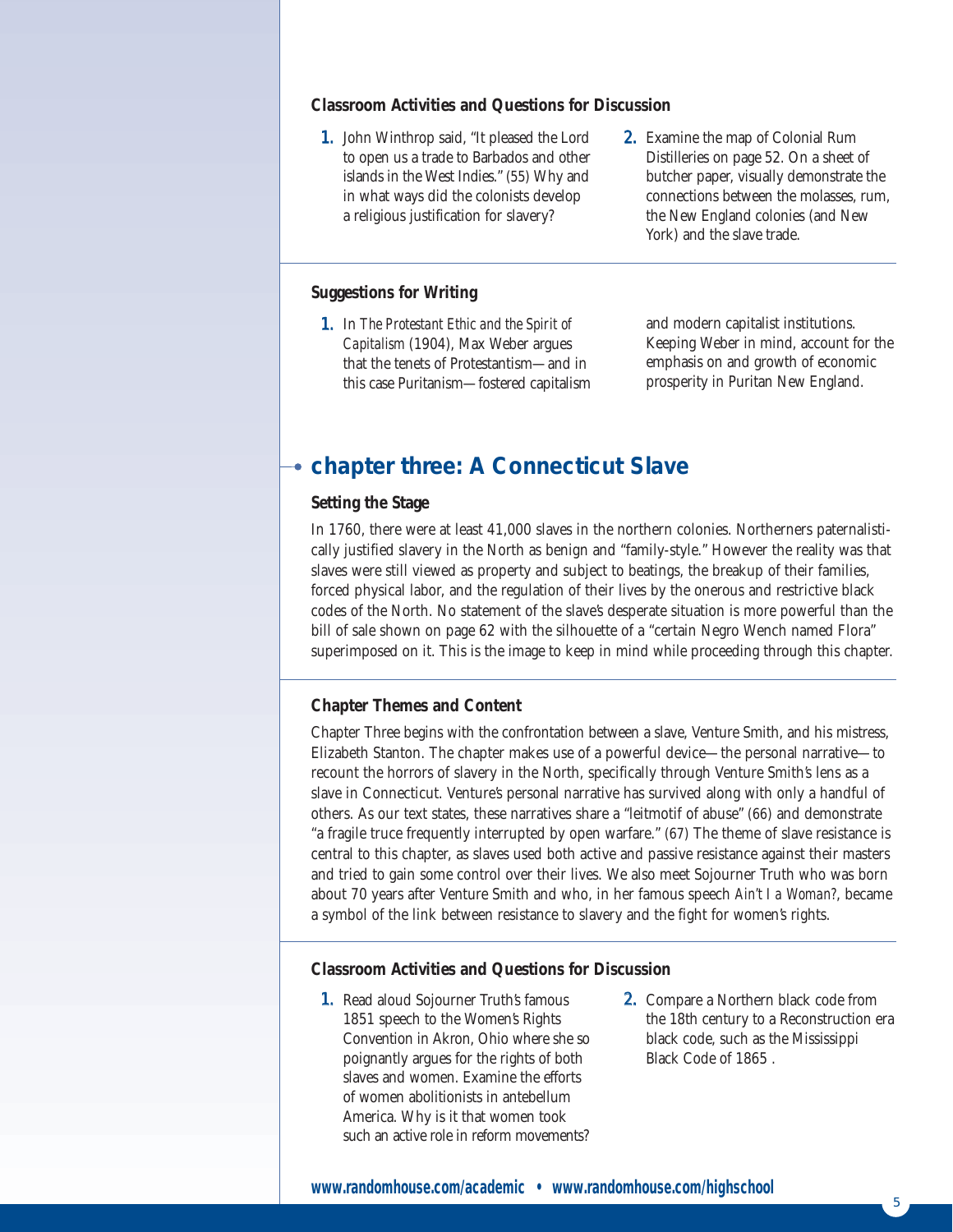### Classroom Activities and Questions for Discussion

1. John Winthrop said, "It pleased the Lord to open us a trade to Barbados and other islands in the West Indies." (55) Why and in what ways did the colonists develop a religious justification for slavery?
2. Examine the map of Colonial Rum Distilleries on page 52. On a sheet of butcher paper, visually demonstrate the connections between the molasses, rum, the New England colonies (and New York) and the slave trade.

### Suggestions for Writing

1. In *The Protestant Ethic and the Spirit of Capitalism* (1904), Max Weber argues that the tenets of Protestantism—and in this case Puritanism—fostered capitalism and modern capitalist institutions. Keeping Weber in mind, account for the emphasis on and growth of economic prosperity in Puritan New England.

## chapter three: A Connecticut Slave

### Setting the Stage

In 1760, there were at least 41,000 slaves in the northern colonies. Northerners paternalistically justified slavery in the North as benign and "family-style." However the reality was that slaves were still viewed as property and subject to beatings, the breakup of their families, forced physical labor, and the regulation of their lives by the onerous and restrictive black codes of the North. No statement of the slave's desperate situation is more powerful than the bill of sale shown on page 62 with the silhouette of a "certain Negro Wench named Flora" superimposed on it. This is the image to keep in mind while proceeding through this chapter.

### Chapter Themes and Content

Chapter Three begins with the confrontation between a slave, Venture Smith, and his mistress, Elizabeth Stanton. The chapter makes use of a powerful device—the personal narrative—to recount the horrors of slavery in the North, specifically through Venture Smith's lens as a slave in Connecticut. Venture's personal narrative has survived along with only a handful of others. As our text states, these narratives share a "leitmotif of abuse" (66) and demonstrate "a fragile truce frequently interrupted by open warfare." (67) The theme of slave resistance is central to this chapter, as slaves used both active and passive resistance against their masters and tried to gain some control over their lives. We also meet Sojourner Truth who was born about 70 years after Venture Smith and who, in her famous speech *Ain't I a Woman?*, became a symbol of the link between resistance to slavery and the fight for women's rights.

### Classroom Activities and Questions for Discussion

1. Read aloud Sojourner Truth's famous 1851 speech to the Women's Rights Convention in Akron, Ohio where she so poignantly argues for the rights of both slaves and women. Examine the efforts of women abolitionists in antebellum America. Why is it that women took such an active role in reform movements?
2. Compare a Northern black code from the 18th century to a Reconstruction era black code, such as the Mississippi Black Code of 1865 .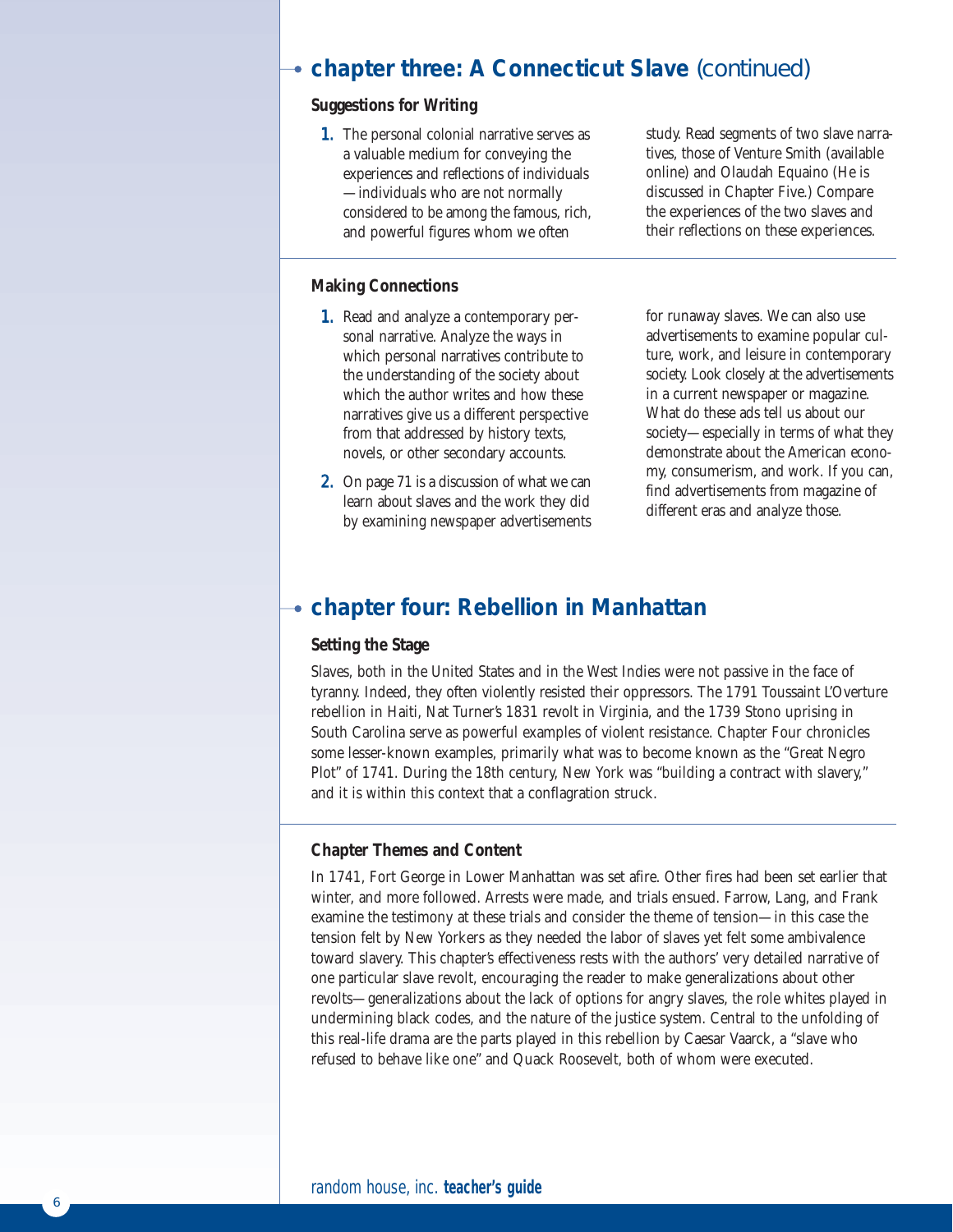## chapter three: A Connecticut Slave (continued)

### Suggestions for Writing

1. The personal colonial narrative serves as a valuable medium for conveying the experiences and reflections of individuals —individuals who are not normally considered to be among the famous, rich, and powerful figures whom we often study. Read segments of two slave narratives, those of Venture Smith (available online) and Olaudah Equaino (He is discussed in Chapter Five.) Compare the experiences of the two slaves and their reflections on these experiences.

### Making Connections

1. Read and analyze a contemporary personal narrative. Analyze the ways in which personal narratives contribute to the understanding of the society about which the author writes and how these narratives give us a different perspective from that addressed by history texts, novels, or other secondary accounts.
2. On page 71 is a discussion of what we can learn about slaves and the work they did by examining newspaper advertisements for runaway slaves. We can also use advertisements to examine popular culture, work, and leisure in contemporary society. Look closely at the advertisements in a current newspaper or magazine. What do these ads tell us about our society—especially in terms of what they demonstrate about the American economy, consumerism, and work. If you can, find advertisements from magazine of different eras and analyze those.

## chapter four: Rebellion in Manhattan

### Setting the Stage

Slaves, both in the United States and in the West Indies were not passive in the face of tyranny. Indeed, they often violently resisted their oppressors. The 1791 Toussaint L'Overture rebellion in Haiti, Nat Turner's 1831 revolt in Virginia, and the 1739 Stono uprising in South Carolina serve as powerful examples of violent resistance. Chapter Four chronicles some lesser-known examples, primarily what was to become known as the "Great Negro Plot" of 1741. During the 18th century, New York was "building a contract with slavery," and it is within this context that a conflagration struck.

### Chapter Themes and Content

In 1741, Fort George in Lower Manhattan was set afire. Other fires had been set earlier that winter, and more followed. Arrests were made, and trials ensued. Farrow, Lang, and Frank examine the testimony at these trials and consider the theme of tension—in this case the tension felt by New Yorkers as they needed the labor of slaves yet felt some ambivalence toward slavery. This chapter's effectiveness rests with the authors' very detailed narrative of one particular slave revolt, encouraging the reader to make generalizations about other revolts—generalizations about the lack of options for angry slaves, the role whites played in undermining black codes, and the nature of the justice system. Central to the unfolding of this real-life drama are the parts played in this rebellion by Caesar Vaarck, a "slave who refused to behave like one" and Quack Roosevelt, both of whom were executed.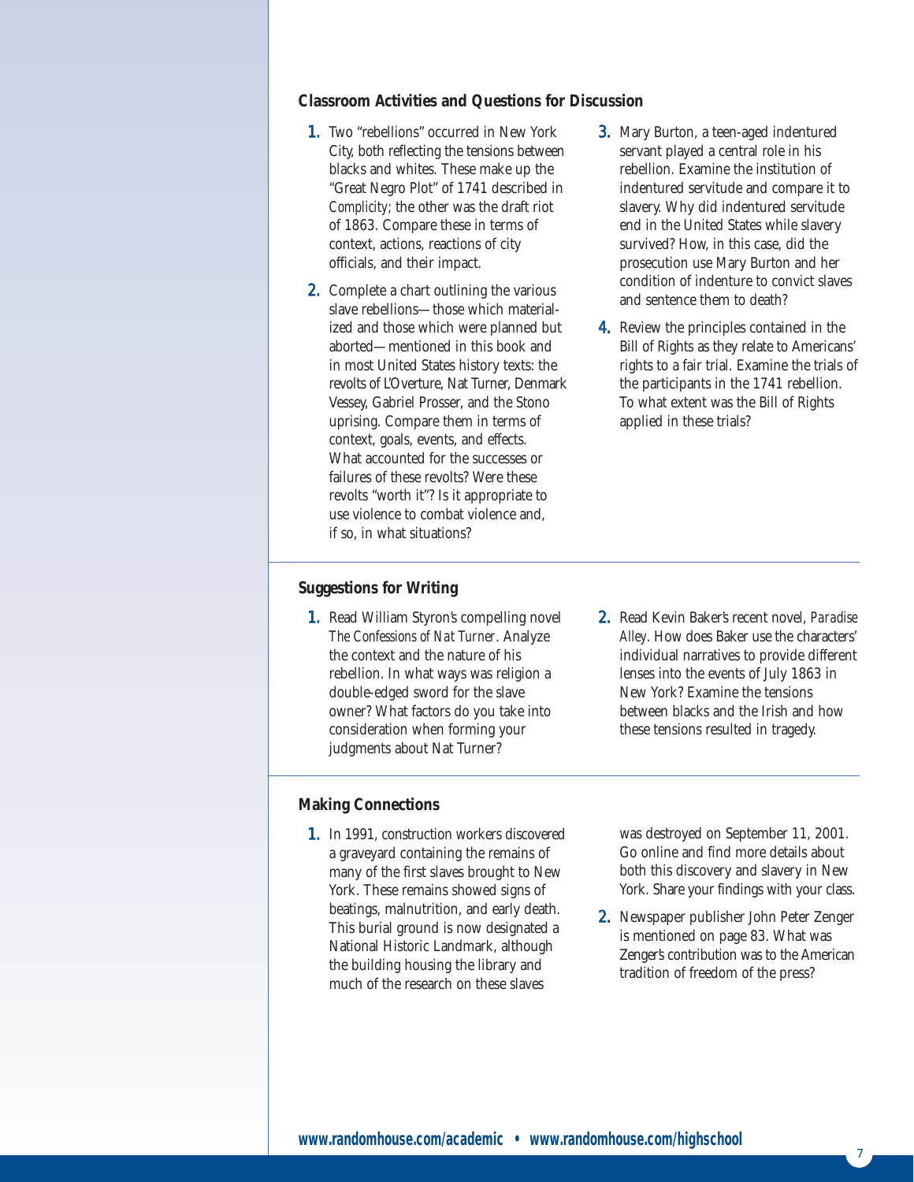## Classroom Activities and Questions for Discussion

1. Two "rebellions" occurred in New York City, both reflecting the tensions between blacks and whites. These make up the "Great Negro Plot" of 1741 described in *Complicity*; the other was the draft riot of 1863. Compare these in terms of context, actions, reactions of city officials, and their impact.
2. Complete a chart outlining the various slave rebellions—those which materialized and those which were planned but aborted—mentioned in this book and in most United States history texts: the revolts of L'Overture, Nat Turner, Denmark Vessey, Gabriel Prosser, and the Stono uprising. Compare them in terms of context, goals, events, and effects. What accounted for the successes or failures of these revolts? Were these revolts "worth it"? Is it appropriate to use violence to combat violence and, if so, in what situations?
3. Mary Burton, a teen-aged indentured servant played a central role in his rebellion. Examine the institution of indentured servitude and compare it to slavery. Why did indentured servitude end in the United States while slavery survived? How, in this case, did the prosecution use Mary Burton and her condition of indenture to convict slaves and sentence them to death?
4. Review the principles contained in the Bill of Rights as they relate to Americans' rights to a fair trial. Examine the trials of the participants in the 1741 rebellion. To what extent was the Bill of Rights applied in these trials?

## Suggestions for Writing

1. Read William Styron's compelling novel *The Confessions of Nat Turner*. Analyze the context and the nature of his rebellion. In what ways was religion a double-edged sword for the slave owner? What factors do you take into consideration when forming your judgments about Nat Turner?
2. Read Kevin Baker's recent novel, *Paradise Alley*. How does Baker use the characters' individual narratives to provide different lenses into the events of July 1863 in New York? Examine the tensions between blacks and the Irish and how these tensions resulted in tragedy.

## Making Connections

1. In 1991, construction workers discovered a graveyard containing the remains of many of the first slaves brought to New York. These remains showed signs of beatings, malnutrition, and early death. This burial ground is now designated a National Historic Landmark, although the building housing the library and much of the research on these slaves was destroyed on September 11, 2001. Go online and find more details about both this discovery and slavery in New York. Share your findings with your class.
2. Newspaper publisher John Peter Zenger is mentioned on page 83. What was Zenger's contribution was to the American tradition of freedom of the press?

www.randomhouse.com/academic • www.randomhouse.com/highschool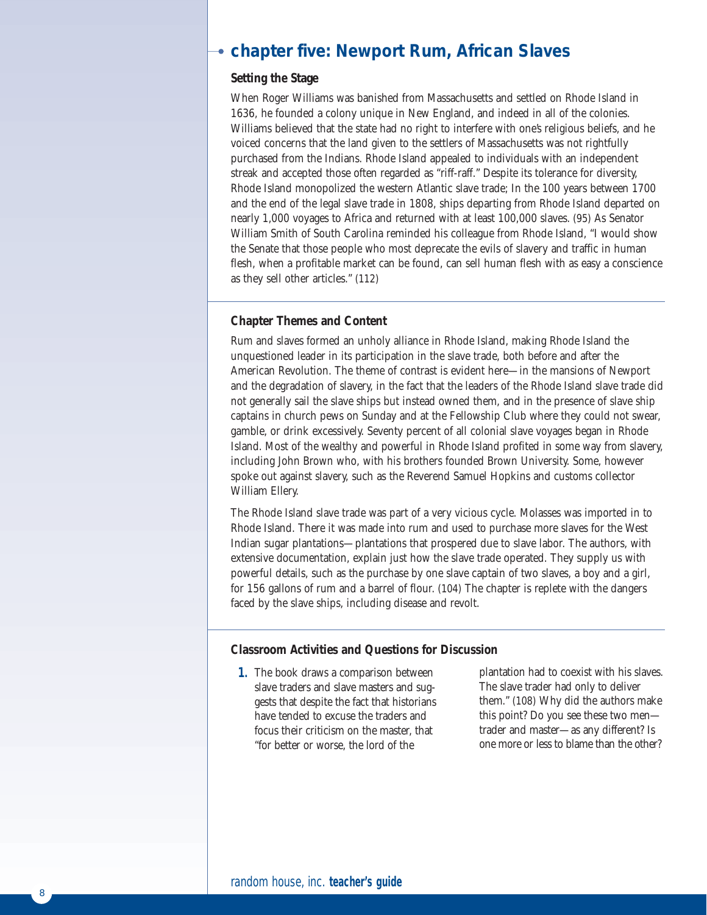## chapter five: Newport Rum, African Slaves

### Setting the Stage

When Roger Williams was banished from Massachusetts and settled on Rhode Island in 1636, he founded a colony unique in New England, and indeed in all of the colonies. Williams believed that the state had no right to interfere with one's religious beliefs, and he voiced concerns that the land given to the settlers of Massachusetts was not rightfully purchased from the Indians. Rhode Island appealed to individuals with an independent streak and accepted those often regarded as "riff-raff." Despite its tolerance for diversity, Rhode Island monopolized the western Atlantic slave trade; In the 100 years between 1700 and the end of the legal slave trade in 1808, ships departing from Rhode Island departed on nearly 1,000 voyages to Africa and returned with at least 100,000 slaves. (95) As Senator William Smith of South Carolina reminded his colleague from Rhode Island, "I would show the Senate that those people who most deprecate the evils of slavery and traffic in human flesh, when a profitable market can be found, can sell human flesh with as easy a conscience as they sell other articles." (112)

### Chapter Themes and Content

Rum and slaves formed an unholy alliance in Rhode Island, making Rhode Island the unquestioned leader in its participation in the slave trade, both before and after the American Revolution. The theme of contrast is evident here—in the mansions of Newport and the degradation of slavery, in the fact that the leaders of the Rhode Island slave trade did not generally sail the slave ships but instead owned them, and in the presence of slave ship captains in church pews on Sunday and at the Fellowship Club where they could not swear, gamble, or drink excessively. Seventy percent of all colonial slave voyages began in Rhode Island. Most of the wealthy and powerful in Rhode Island profited in some way from slavery, including John Brown who, with his brothers founded Brown University. Some, however spoke out against slavery, such as the Reverend Samuel Hopkins and customs collector William Ellery.

The Rhode Island slave trade was part of a very vicious cycle. Molasses was imported in to Rhode Island. There it was made into rum and used to purchase more slaves for the West Indian sugar plantations—plantations that prospered due to slave labor. The authors, with extensive documentation, explain just how the slave trade operated. They supply us with powerful details, such as the purchase by one slave captain of two slaves, a boy and a girl, for 156 gallons of rum and a barrel of flour. (104) The chapter is replete with the dangers faced by the slave ships, including disease and revolt.

### Classroom Activities and Questions for Discussion

1. The book draws a comparison between slave traders and slave masters and suggests that despite the fact that historians have tended to excuse the traders and focus their criticism on the master, that "for better or worse, the lord of the plantation had to coexist with his slaves. The slave trader had only to deliver them." (108) Why did the authors make this point? Do you see these two men—trader and master—as any different? Is one more or less to blame than the other?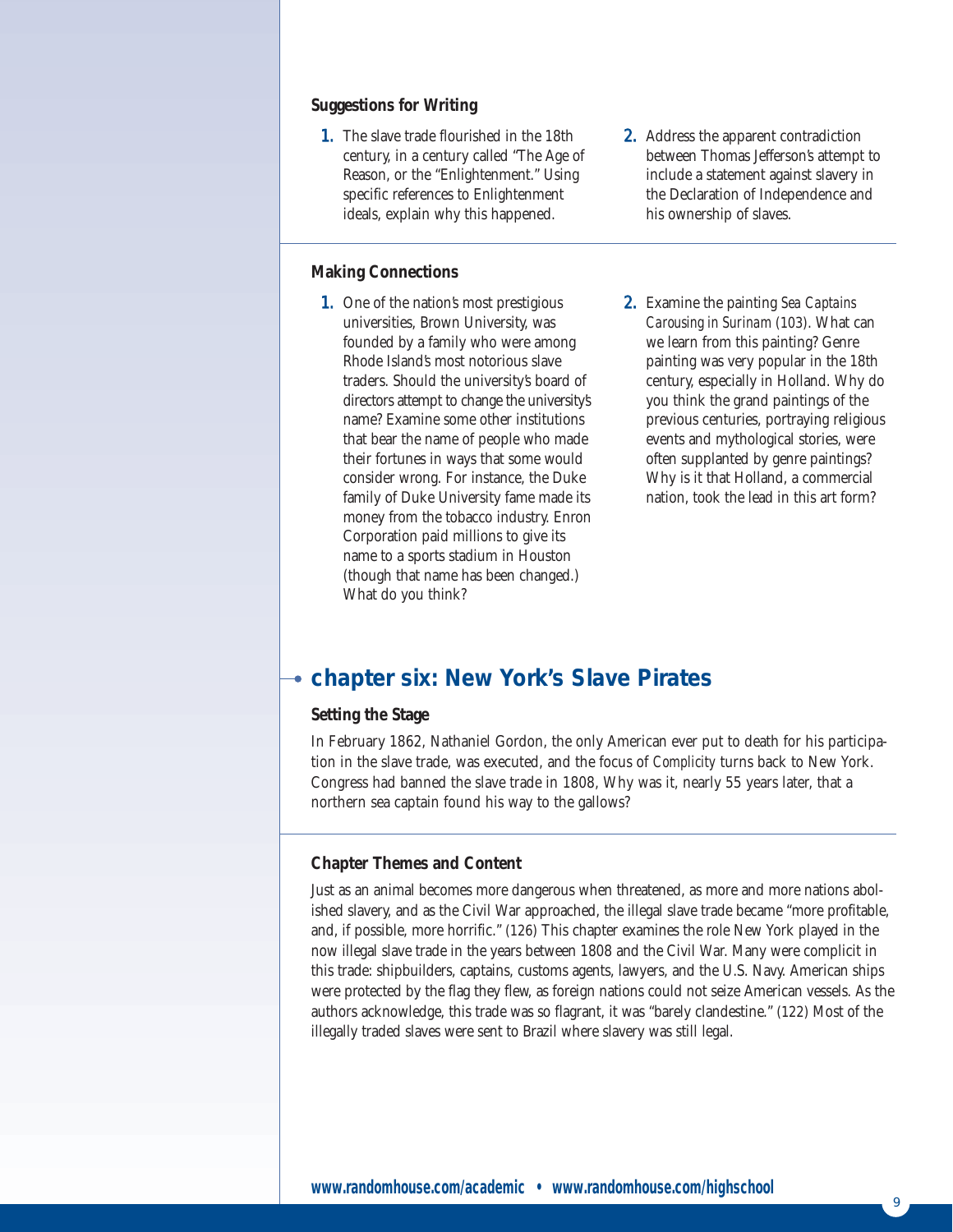### Suggestions for Writing

1. The slave trade flourished in the 18th century, in a century called "The Age of Reason, or the "Enlightenment." Using specific references to Enlightenment ideals, explain why this happened.

2. Address the apparent contradiction between Thomas Jefferson's attempt to include a statement against slavery in the Declaration of Independence and his ownership of slaves.

### Making Connections

1. One of the nation's most prestigious universities, Brown University, was founded by a family who were among Rhode Island's most notorious slave traders. Should the university's board of directors attempt to change the university's name? Examine some other institutions that bear the name of people who made their fortunes in ways that some would consider wrong. For instance, the Duke family of Duke University fame made its money from the tobacco industry. Enron Corporation paid millions to give its name to a sports stadium in Houston (though that name has been changed.) What do you think?

2. Examine the painting *Sea Captains Carousing in Surinam* (103). What can we learn from this painting? Genre painting was very popular in the 18th century, especially in Holland. Why do you think the grand paintings of the previous centuries, portraying religious events and mythological stories, were often supplanted by genre paintings? Why is it that Holland, a commercial nation, took the lead in this art form?

## chapter six: New York's Slave Pirates

### Setting the Stage

In February 1862, Nathaniel Gordon, the only American ever put to death for his participation in the slave trade, was executed, and the focus of *Complicity* turns back to New York. Congress had banned the slave trade in 1808, Why was it, nearly 55 years later, that a northern sea captain found his way to the gallows?

### Chapter Themes and Content

Just as an animal becomes more dangerous when threatened, as more and more nations abolished slavery, and as the Civil War approached, the illegal slave trade became "more profitable, and, if possible, more horrific." (126) This chapter examines the role New York played in the now illegal slave trade in the years between 1808 and the Civil War. Many were complicit in this trade: shipbuilders, captains, customs agents, lawyers, and the U.S. Navy. American ships were protected by the flag they flew, as foreign nations could not seize American vessels. As the authors acknowledge, this trade was so flagrant, it was "barely clandestine." (122) Most of the illegally traded slaves were sent to Brazil where slavery was still legal.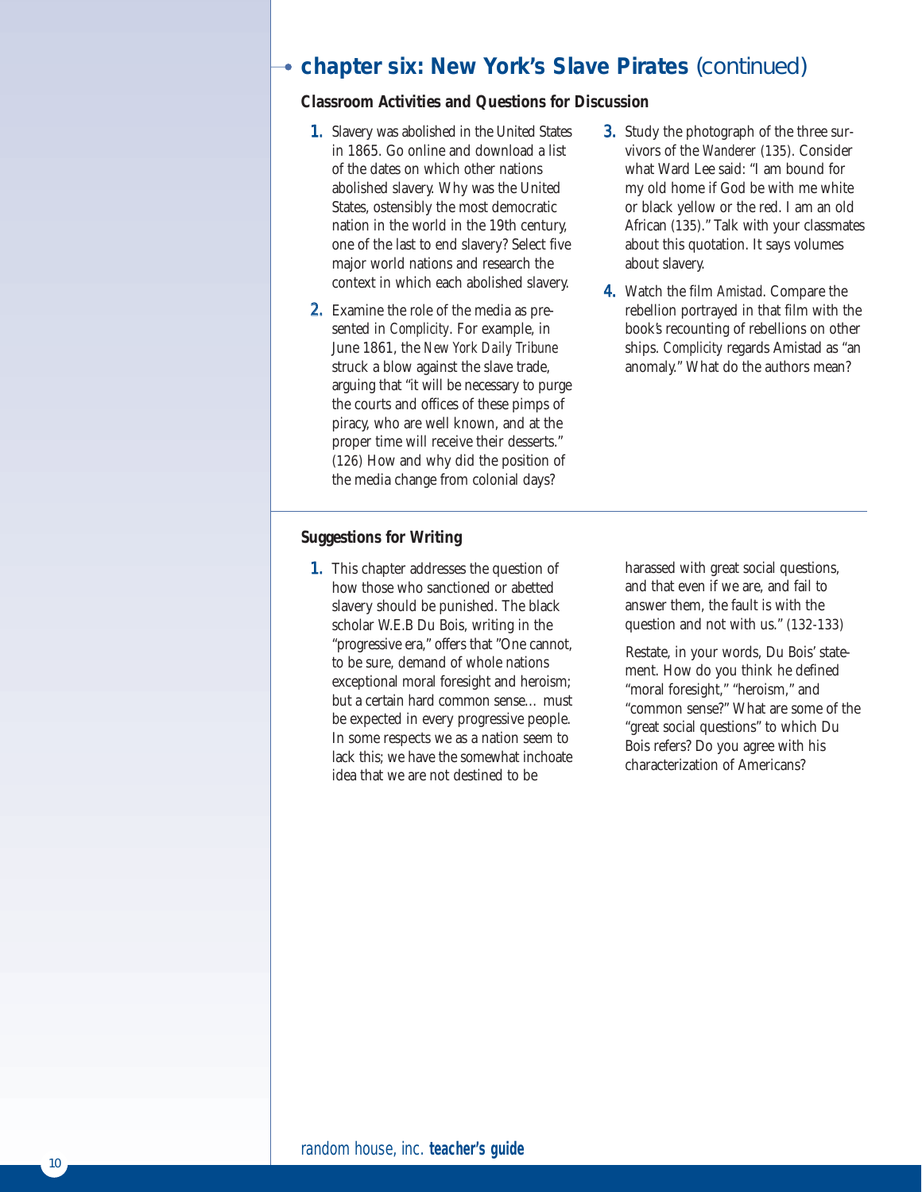## chapter six: New York's Slave Pirates (continued)

### Classroom Activities and Questions for Discussion

1. Slavery was abolished in the United States in 1865. Go online and download a list of the dates on which other nations abolished slavery. Why was the United States, ostensibly the most democratic nation in the world in the 19th century, one of the last to end slavery? Select five major world nations and research the context in which each abolished slavery.
2. Examine the role of the media as presented in *Complicity*. For example, in June 1861, the *New York Daily Tribune* struck a blow against the slave trade, arguing that "it will be necessary to purge the courts and offices of these pimps of piracy, who are well known, and at the proper time will receive their desserts." (126) How and why did the position of the media change from colonial days?
3. Study the photograph of the three survivors of the *Wanderer* (135). Consider what Ward Lee said: "I am bound for my old home if God be with me white or black yellow or the red. I am an old African (135)." Talk with your classmates about this quotation. It says volumes about slavery.
4. Watch the film *Amistad*. Compare the rebellion portrayed in that film with the book's recounting of rebellions on other ships. *Complicity* regards Amistad as "an anomaly." What do the authors mean?

### Suggestions for Writing

1. This chapter addresses the question of how those who sanctioned or abetted slavery should be punished. The black scholar W.E.B Du Bois, writing in the "progressive era," offers that "One cannot, to be sure, demand of whole nations exceptional moral foresight and heroism; but a certain hard common sense… must be expected in every progressive people. In some respects we as a nation seem to lack this; we have the somewhat inchoate idea that we are not destined to be harassed with great social questions, and that even if we are, and fail to answer them, the fault is with the question and not with us." (132-133)

   Restate, in your words, Du Bois' statement. How do you think he defined "moral foresight," "heroism," and "common sense?" What are some of the "great social questions" to which Du Bois refers? Do you agree with his characterization of Americans?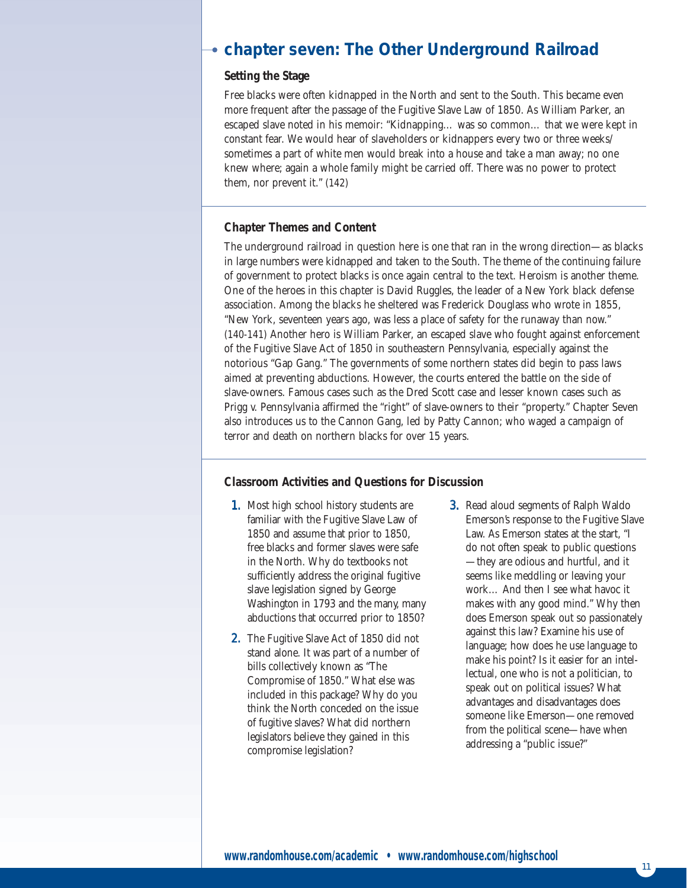## chapter seven: The Other Underground Railroad

### Setting the Stage

Free blacks were often kidnapped in the North and sent to the South. This became even more frequent after the passage of the Fugitive Slave Law of 1850. As William Parker, an escaped slave noted in his memoir: "Kidnapping… was so common… that we were kept in constant fear. We would hear of slaveholders or kidnappers every two or three weeks/ sometimes a part of white men would break into a house and take a man away; no one knew where; again a whole family might be carried off. There was no power to protect them, nor prevent it." (142)

### Chapter Themes and Content

The underground railroad in question here is one that ran in the wrong direction—as blacks in large numbers were kidnapped and taken to the South. The theme of the continuing failure of government to protect blacks is once again central to the text. Heroism is another theme. One of the heroes in this chapter is David Ruggles, the leader of a New York black defense association. Among the blacks he sheltered was Frederick Douglass who wrote in 1855, "New York, seventeen years ago, was less a place of safety for the runaway than now." (140-141) Another hero is William Parker, an escaped slave who fought against enforcement of the Fugitive Slave Act of 1850 in southeastern Pennsylvania, especially against the notorious "Gap Gang." The governments of some northern states did begin to pass laws aimed at preventing abductions. However, the courts entered the battle on the side of slave-owners. Famous cases such as the Dred Scott case and lesser known cases such as Prigg v. Pennsylvania affirmed the "right" of slave-owners to their "property." Chapter Seven also introduces us to the Cannon Gang, led by Patty Cannon; who waged a campaign of terror and death on northern blacks for over 15 years.

### Classroom Activities and Questions for Discussion

1. Most high school history students are familiar with the Fugitive Slave Law of 1850 and assume that prior to 1850, free blacks and former slaves were safe in the North. Why do textbooks not sufficiently address the original fugitive slave legislation signed by George Washington in 1793 and the many, many abductions that occurred prior to 1850?
2. The Fugitive Slave Act of 1850 did not stand alone. It was part of a number of bills collectively known as "The Compromise of 1850." What else was included in this package? Why do you think the North conceded on the issue of fugitive slaves? What did northern legislators believe they gained in this compromise legislation?
3. Read aloud segments of Ralph Waldo Emerson's response to the Fugitive Slave Law. As Emerson states at the start, "I do not often speak to public questions—they are odious and hurtful, and it seems like meddling or leaving your work… And then I see what havoc it makes with any good mind." Why then does Emerson speak out so passionately against this law? Examine his use of language; how does he use language to make his point? Is it easier for an intellectual, one who is not a politician, to speak out on political issues? What advantages and disadvantages does someone like Emerson—one removed from the political scene—have when addressing a "public issue?"

www.randomhouse.com/academic • www.randomhouse.com/highschool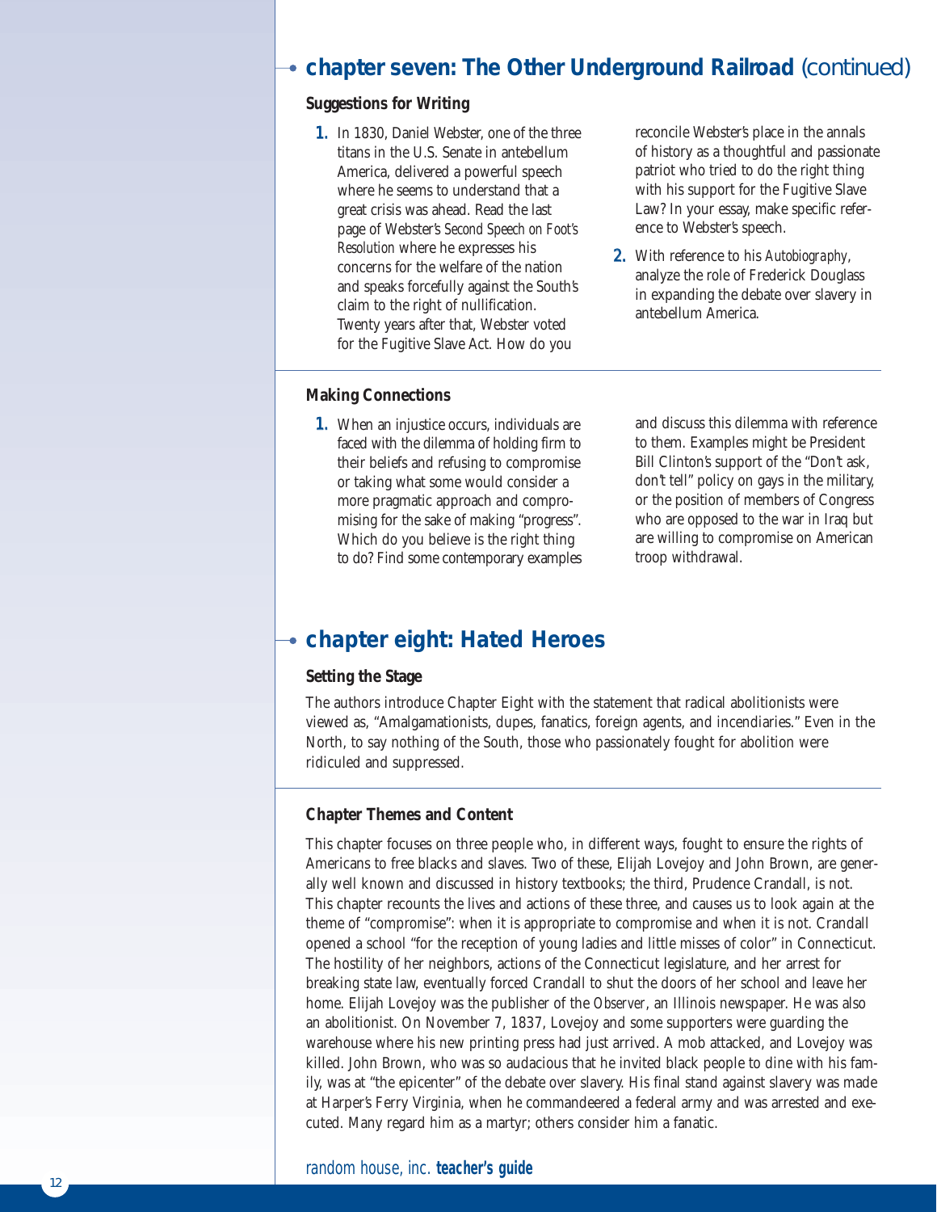## chapter seven: The Other Underground Railroad (continued)

### Suggestions for Writing

1. In 1830, Daniel Webster, one of the three titans in the U.S. Senate in antebellum America, delivered a powerful speech where he seems to understand that a great crisis was ahead. Read the last page of Webster's *Second Speech on Foot's Resolution* where he expresses his concerns for the welfare of the nation and speaks forcefully against the South's claim to the right of nullification. Twenty years after that, Webster voted for the Fugitive Slave Act. How do you reconcile Webster's place in the annals of history as a thoughtful and passionate patriot who tried to do the right thing with his support for the Fugitive Slave Law? In your essay, make specific reference to Webster's speech.

2. With reference to his *Autobiography*, analyze the role of Frederick Douglass in expanding the debate over slavery in antebellum America.

### Making Connections

1. When an injustice occurs, individuals are faced with the dilemma of holding firm to their beliefs and refusing to compromise or taking what some would consider a more pragmatic approach and compromising for the sake of making "progress". Which do you believe is the right thing to do? Find some contemporary examples and discuss this dilemma with reference to them. Examples might be President Bill Clinton's support of the "Don't ask, don't tell" policy on gays in the military, or the position of members of Congress who are opposed to the war in Iraq but are willing to compromise on American troop withdrawal.

## chapter eight: Hated Heroes

### Setting the Stage

The authors introduce Chapter Eight with the statement that radical abolitionists were viewed as, "Amalgamationists, dupes, fanatics, foreign agents, and incendiaries." Even in the North, to say nothing of the South, those who passionately fought for abolition were ridiculed and suppressed.

### Chapter Themes and Content

This chapter focuses on three people who, in different ways, fought to ensure the rights of Americans to free blacks and slaves. Two of these, Elijah Lovejoy and John Brown, are generally well known and discussed in history textbooks; the third, Prudence Crandall, is not. This chapter recounts the lives and actions of these three, and causes us to look again at the theme of "compromise": when it is appropriate to compromise and when it is not. Crandall opened a school "for the reception of young ladies and little misses of color" in Connecticut. The hostility of her neighbors, actions of the Connecticut legislature, and her arrest for breaking state law, eventually forced Crandall to shut the doors of her school and leave her home. Elijah Lovejoy was the publisher of the *Observer*, an Illinois newspaper. He was also an abolitionist. On November 7, 1837, Lovejoy and some supporters were guarding the warehouse where his new printing press had just arrived. A mob attacked, and Lovejoy was killed. John Brown, who was so audacious that he invited black people to dine with his family, was at "the epicenter" of the debate over slavery. His final stand against slavery was made at Harper's Ferry Virginia, when he commandeered a federal army and was arrested and executed. Many regard him as a martyr; others consider him a fanatic.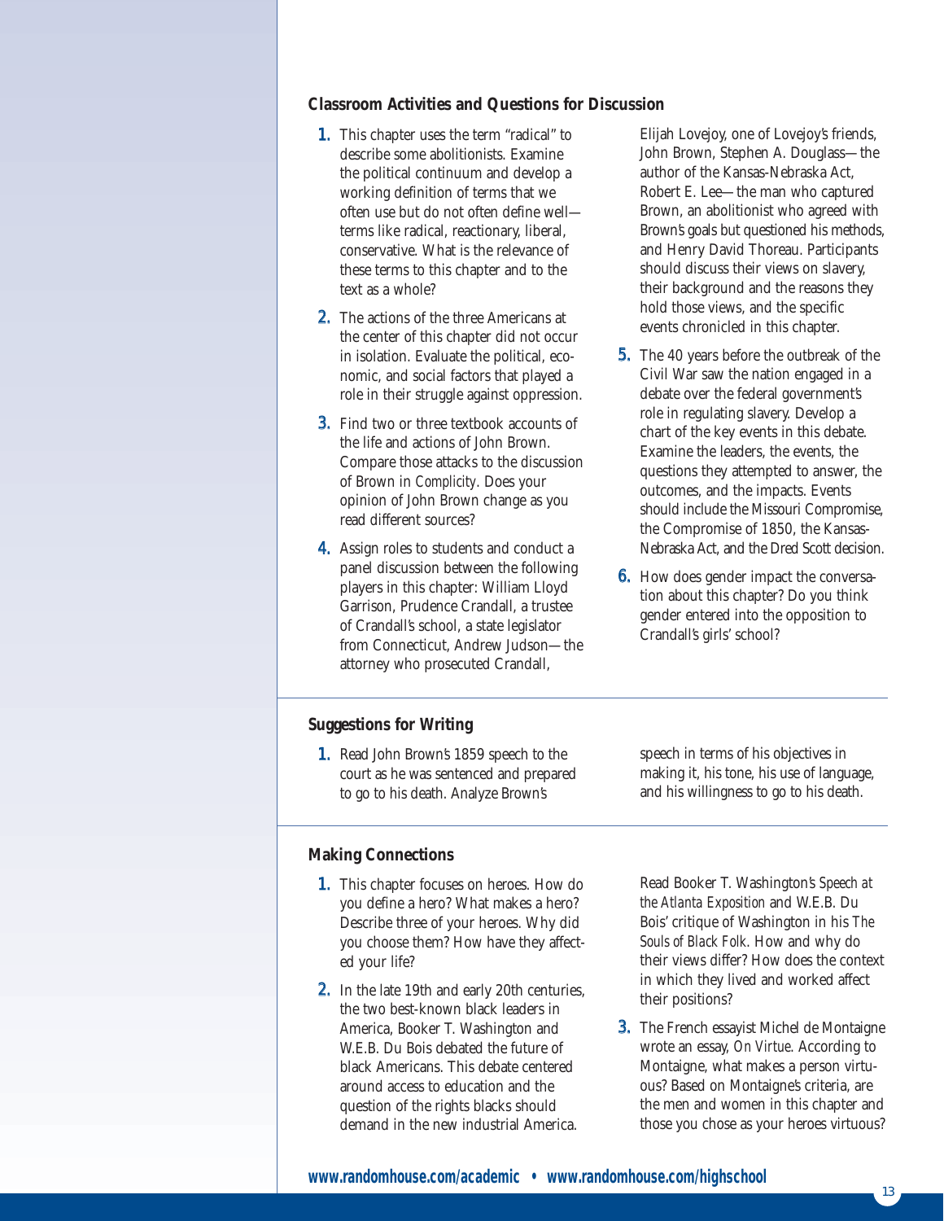### Classroom Activities and Questions for Discussion

1. This chapter uses the term "radical" to describe some abolitionists. Examine the political continuum and develop a working definition of terms that we often use but do not often define well—terms like radical, reactionary, liberal, conservative. What is the relevance of these terms to this chapter and to the text as a whole?
2. The actions of the three Americans at the center of this chapter did not occur in isolation. Evaluate the political, economic, and social factors that played a role in their struggle against oppression.
3. Find two or three textbook accounts of the life and actions of John Brown. Compare those attacks to the discussion of Brown in *Complicity*. Does your opinion of John Brown change as you read different sources?
4. Assign roles to students and conduct a panel discussion between the following players in this chapter: William Lloyd Garrison, Prudence Crandall, a trustee of Crandall's school, a state legislator from Connecticut, Andrew Judson—the attorney who prosecuted Crandall, Elijah Lovejoy, one of Lovejoy's friends, John Brown, Stephen A. Douglass—the author of the Kansas-Nebraska Act, Robert E. Lee—the man who captured Brown, an abolitionist who agreed with Brown's goals but questioned his methods, and Henry David Thoreau. Participants should discuss their views on slavery, their background and the reasons they hold those views, and the specific events chronicled in this chapter.
5. The 40 years before the outbreak of the Civil War saw the nation engaged in a debate over the federal government's role in regulating slavery. Develop a chart of the key events in this debate. Examine the leaders, the events, the questions they attempted to answer, the outcomes, and the impacts. Events should include the Missouri Compromise, the Compromise of 1850, the Kansas-Nebraska Act, and the Dred Scott decision.
6. How does gender impact the conversation about this chapter? Do you think gender entered into the opposition to Crandall's girls' school?

### Suggestions for Writing

1. Read John Brown's 1859 speech to the court as he was sentenced and prepared to go to his death. Analyze Brown's speech in terms of his objectives in making it, his tone, his use of language, and his willingness to go to his death.

### Making Connections

1. This chapter focuses on heroes. How do you define a hero? What makes a hero? Describe three of your heroes. Why did you choose them? How have they affected your life?
2. In the late 19th and early 20th centuries, the two best-known black leaders in America, Booker T. Washington and W.E.B. Du Bois debated the future of black Americans. This debate centered around access to education and the question of the rights blacks should demand in the new industrial America. Read Booker T. Washington's *Speech at the Atlanta Exposition* and W.E.B. Du Bois' critique of Washington in his *The Souls of Black Folk*. How and why do their views differ? How does the context in which they lived and worked affect their positions?
3. The French essayist Michel de Montaigne wrote an essay, *On Virtue*. According to Montaigne, what makes a person virtuous? Based on Montaigne's criteria, are the men and women in this chapter and those you chose as your heroes virtuous?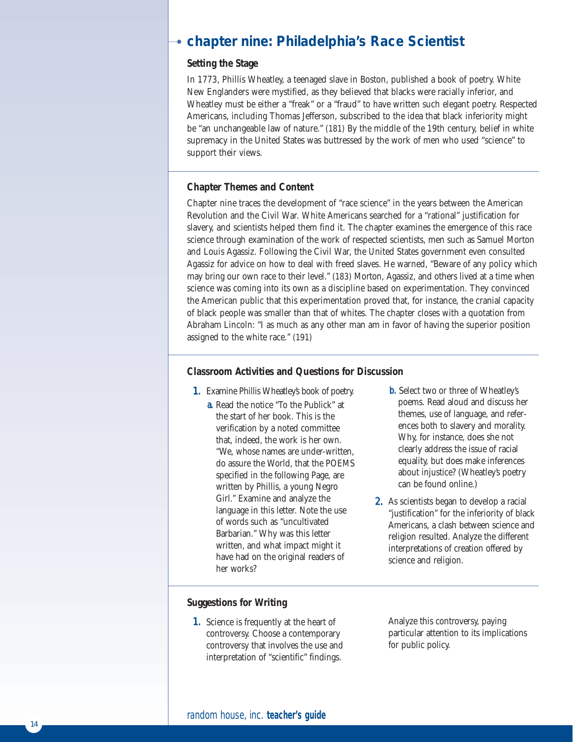## chapter nine: Philadelphia's Race Scientist

### Setting the Stage

In 1773, Phillis Wheatley, a teenaged slave in Boston, published a book of poetry. White New Englanders were mystified, as they believed that blacks were racially inferior, and Wheatley must be either a "freak" or a "fraud" to have written such elegant poetry. Respected Americans, including Thomas Jefferson, subscribed to the idea that black inferiority might be "an unchangeable law of nature." (181) By the middle of the 19th century, belief in white supremacy in the United States was buttressed by the work of men who used "science" to support their views.

### Chapter Themes and Content

Chapter nine traces the development of "race science" in the years between the American Revolution and the Civil War. White Americans searched for a "rational" justification for slavery, and scientists helped them find it. The chapter examines the emergence of this race science through examination of the work of respected scientists, men such as Samuel Morton and Louis Agassiz. Following the Civil War, the United States government even consulted Agassiz for advice on how to deal with freed slaves. He warned, "Beware of any policy which may bring our own race to their level." (183) Morton, Agassiz, and others lived at a time when science was coming into its own as a discipline based on experimentation. They convinced the American public that this experimentation proved that, for instance, the cranial capacity of black people was smaller than that of whites. The chapter closes with a quotation from Abraham Lincoln: "I as much as any other man am in favor of having the superior position assigned to the white race." (191)

### Classroom Activities and Questions for Discussion

1. Examine Phillis Wheatley's book of poetry.
   - a. Read the notice "To the Publick" at the start of her book. This is the verification by a noted committee that, indeed, the work is her own. "We, whose names are under-written, do assure the World, that the POEMS specified in the following Page, are written by Phillis, a young Negro Girl." Examine and analyze the language in this letter. Note the use of words such as "uncultivated Barbarian." Why was this letter written, and what impact might it have had on the original readers of her works?
   - b. Select two or three of Wheatley's poems. Read aloud and discuss her themes, use of language, and references both to slavery and morality. Why, for instance, does she not clearly address the issue of racial equality, but does make inferences about injustice? (Wheatley's poetry can be found online.)
2. As scientists began to develop a racial "justification" for the inferiority of black Americans, a clash between science and religion resulted. Analyze the different interpretations of creation offered by science and religion.

### Suggestions for Writing

1. Science is frequently at the heart of controversy. Choose a contemporary controversy that involves the use and interpretation of "scientific" findings. Analyze this controversy, paying particular attention to its implications for public policy.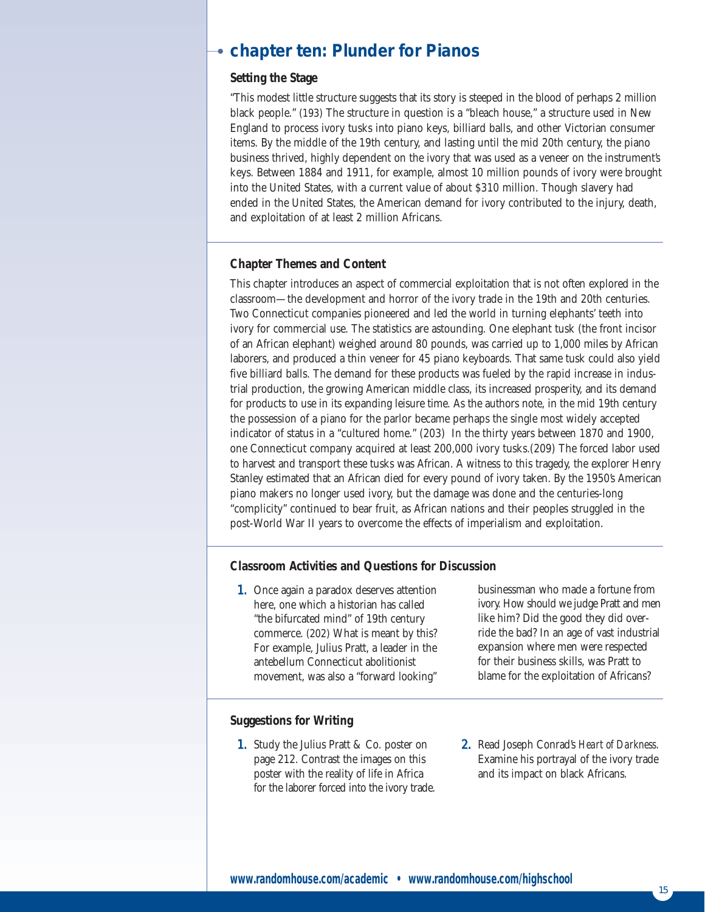# chapter ten: Plunder for Pianos

## Setting the Stage

"This modest little structure suggests that its story is steeped in the blood of perhaps 2 million black people." (193) The structure in question is a "bleach house," a structure used in New England to process ivory tusks into piano keys, billiard balls, and other Victorian consumer items. By the middle of the 19th century, and lasting until the mid 20th century, the piano business thrived, highly dependent on the ivory that was used as a veneer on the instrument's keys. Between 1884 and 1911, for example, almost 10 million pounds of ivory were brought into the United States, with a current value of about $310 million. Though slavery had ended in the United States, the American demand for ivory contributed to the injury, death, and exploitation of at least 2 million Africans.

## Chapter Themes and Content

This chapter introduces an aspect of commercial exploitation that is not often explored in the classroom—the development and horror of the ivory trade in the 19th and 20th centuries. Two Connecticut companies pioneered and led the world in turning elephants' teeth into ivory for commercial use. The statistics are astounding. One elephant tusk (the front incisor of an African elephant) weighed around 80 pounds, was carried up to 1,000 miles by African laborers, and produced a thin veneer for 45 piano keyboards. That same tusk could also yield five billiard balls. The demand for these products was fueled by the rapid increase in industrial production, the growing American middle class, its increased prosperity, and its demand for products to use in its expanding leisure time. As the authors note, in the mid 19th century the possession of a piano for the parlor became perhaps the single most widely accepted indicator of status in a "cultured home." (203) In the thirty years between 1870 and 1900, one Connecticut company acquired at least 200,000 ivory tusks.(209) The forced labor used to harvest and transport these tusks was African. A witness to this tragedy, the explorer Henry Stanley estimated that an African died for every pound of ivory taken. By the 1950's American piano makers no longer used ivory, but the damage was done and the centuries-long "complicity" continued to bear fruit, as African nations and their peoples struggled in the post-World War II years to overcome the effects of imperialism and exploitation.

## Classroom Activities and Questions for Discussion

1. Once again a paradox deserves attention here, one which a historian has called "the bifurcated mind" of 19th century commerce. (202) What is meant by this? For example, Julius Pratt, a leader in the antebellum Connecticut abolitionist movement, was also a "forward looking" businessman who made a fortune from ivory. How should we judge Pratt and men like him? Did the good they did override the bad? In an age of vast industrial expansion where men were respected for their business skills, was Pratt to blame for the exploitation of Africans?

## Suggestions for Writing

1. Study the Julius Pratt & Co. poster on page 212. Contrast the images on this poster with the reality of life in Africa for the laborer forced into the ivory trade.
2. Read Joseph Conrad's *Heart of Darkness*. Examine his portrayal of the ivory trade and its impact on black Africans.

www.randomhouse.com/academic • www.randomhouse.com/highschool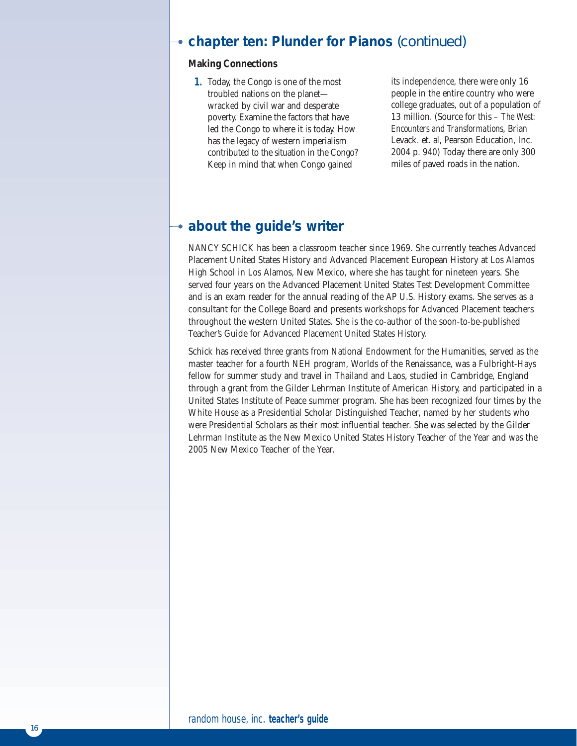## chapter ten: Plunder for Pianos (continued)

### Making Connections

1. Today, the Congo is one of the most troubled nations on the planet—wracked by civil war and desperate poverty. Examine the factors that have led the Congo to where it is today. How has the legacy of western imperialism contributed to the situation in the Congo? Keep in mind that when Congo gained its independence, there were only 16 people in the entire country who were college graduates, out of a population of 13 million. (Source for this – *The West: Encounters and Transformations*, Brian Levack. et. al, Pearson Education, Inc. 2004 p. 940) Today there are only 300 miles of paved roads in the nation.

## about the guide's writer

NANCY SCHICK has been a classroom teacher since 1969. She currently teaches Advanced Placement United States History and Advanced Placement European History at Los Alamos High School in Los Alamos, New Mexico, where she has taught for nineteen years. She served four years on the Advanced Placement United States Test Development Committee and is an exam reader for the annual reading of the AP U.S. History exams. She serves as a consultant for the College Board and presents workshops for Advanced Placement teachers throughout the western United States. She is the co-author of the soon-to-be-published Teacher's Guide for Advanced Placement United States History.

Schick has received three grants from National Endowment for the Humanities, served as the master teacher for a fourth NEH program, Worlds of the Renaissance, was a Fulbright-Hays fellow for summer study and travel in Thailand and Laos, studied in Cambridge, England through a grant from the Gilder Lehrman Institute of American History, and participated in a United States Institute of Peace summer program. She has been recognized four times by the White House as a Presidential Scholar Distinguished Teacher, named by her students who were Presidential Scholars as their most influential teacher. She was selected by the Gilder Lehrman Institute as the New Mexico United States History Teacher of the Year and was the 2005 New Mexico Teacher of the Year.